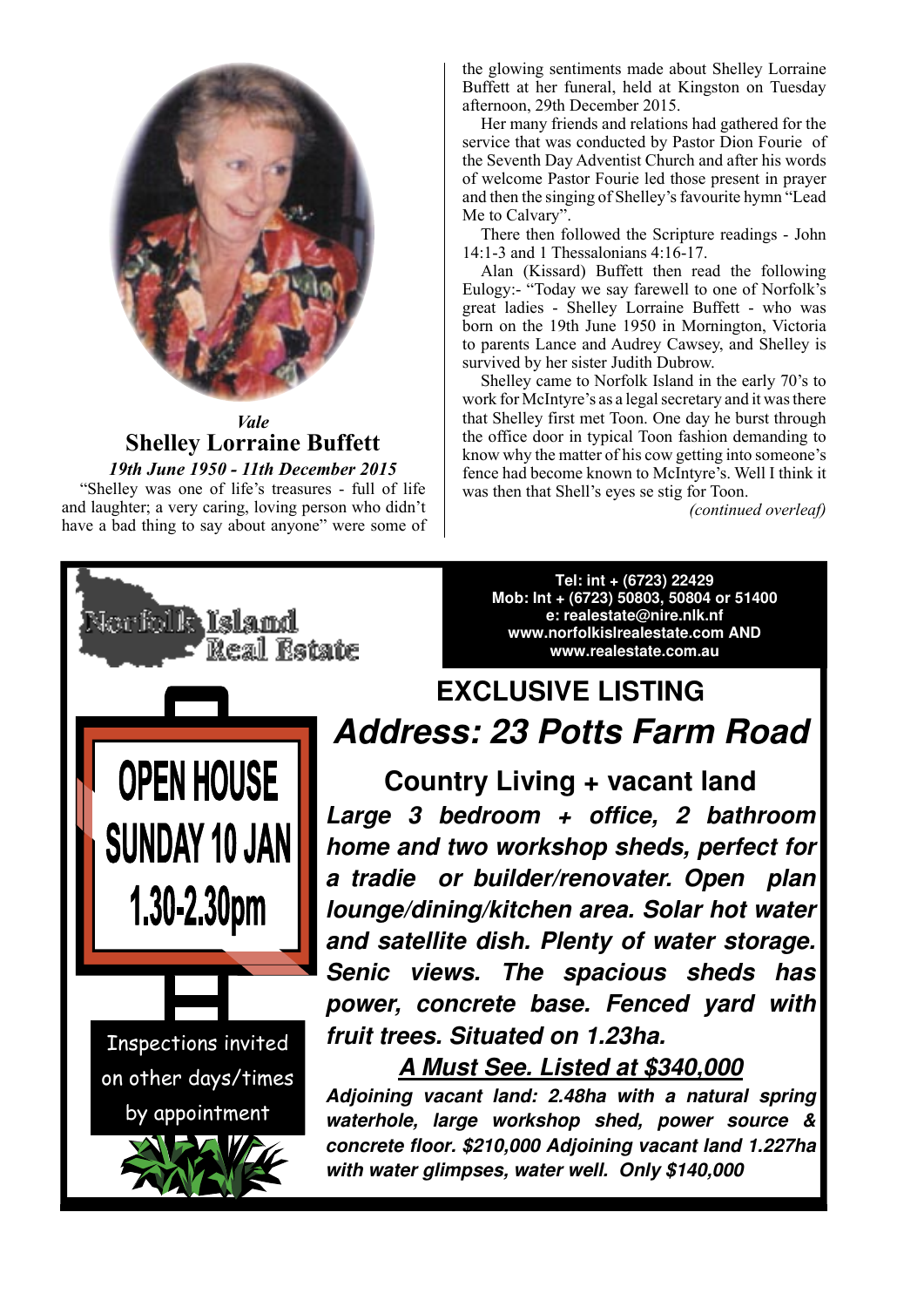*Vale*

## Shelley Lorraine Buffett

***19th June 1950 - 11th December 2015***

"Shelley was one of life's treasures - full of life and laughter; a very caring, loving person who didn't have a bad thing to say about anyone" were some of the glowing sentiments made about Shelley Lorraine Buffett at her funeral, held at Kingston on Tuesday afternoon, 29th December 2015.

Her many friends and relations had gathered for the service that was conducted by Pastor Dion Fourie of the Seventh Day Adventist Church and after his words of welcome Pastor Fourie led those present in prayer and then the singing of Shelley's favourite hymn "Lead Me to Calvary".

There then followed the Scripture readings - John 14:1-3 and 1 Thessalonians 4:16-17.

Alan (Kissard) Buffett then read the following Eulogy:- "Today we say farewell to one of Norfolk's great ladies - Shelley Lorraine Buffett - who was born on the 19th June 1950 in Mornington, Victoria to parents Lance and Audrey Cawsey, and Shelley is survived by her sister Judith Dubrow.

Shelley came to Norfolk Island in the early 70's to work for McIntyre's as a legal secretary and it was there that Shelley first met Toon. One day he burst through the office door in typical Toon fashion demanding to know why the matter of his cow getting into someone's fence had become known to McIntyre's. Well I think it was then that Shell's eyes se stig for Toon.

*(continued overleaf)*

---

Norfolk Island Real Estate

**Tel: int + (6723) 22429**
**Mob: Int + (6723) 50803, 50804 or 51400**
**e: realestate@nire.nlk.nf**
**www.norfolkislrealestate.com AND**
**www.realestate.com.au**

**OPEN HOUSE**
**SUNDAY 10 JAN**
**1.30-2.30pm**

Inspections invited on other days/times by appointment

## EXCLUSIVE LISTING

## *Address: 23 Potts Farm Road*

### Country Living + vacant land

***Large 3 bedroom + office, 2 bathroom home and two workshop sheds, perfect for a tradie or builder/renovater. Open plan lounge/dining/kitchen area. Solar hot water and satellite dish. Plenty of water storage. Senic views. The spacious sheds has power, concrete base. Fenced yard with fruit trees. Situated on 1.23ha.***

***<u>A Must See. Listed at $340,000</u>***

***Adjoining vacant land: 2.48ha with a natural spring waterhole, large workshop shed, power source & concrete floor. $210,000 Adjoining vacant land 1.227ha with water glimpses, water well. Only $140,000***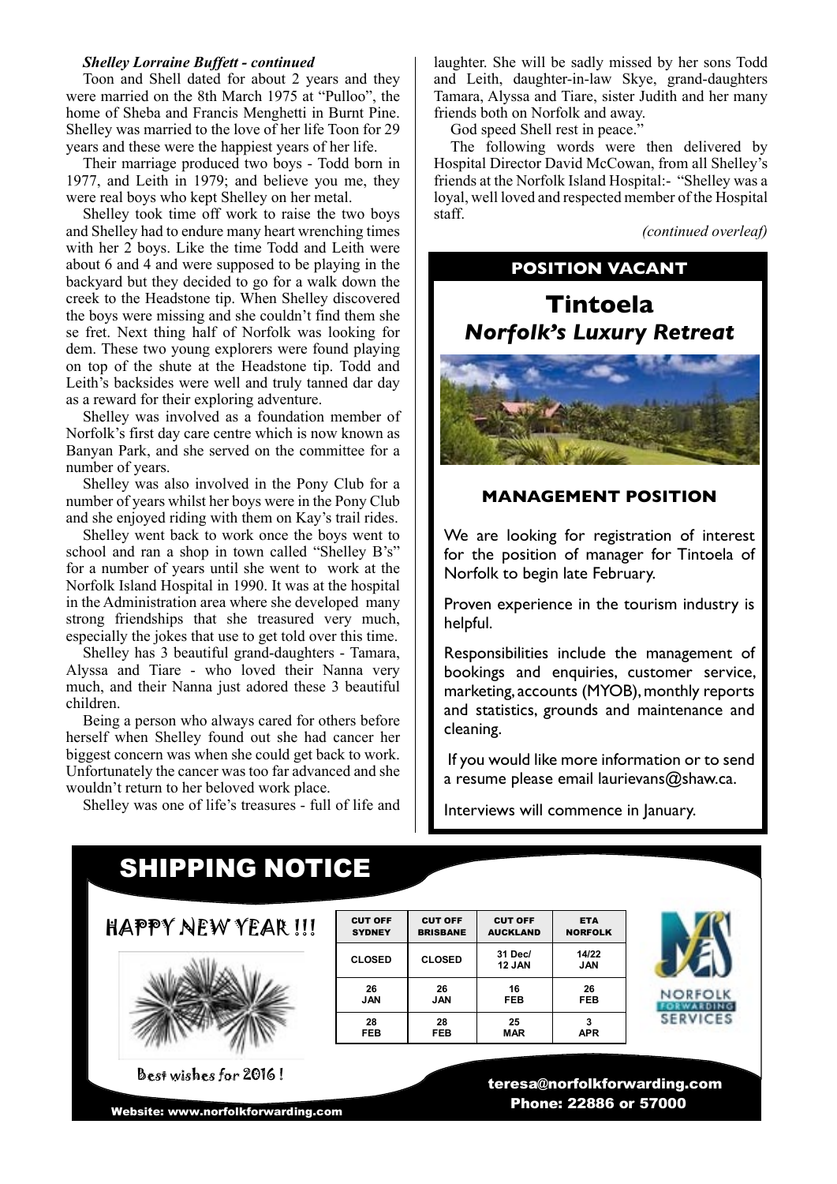***Shelley Lorraine Buffett - continued***

Toon and Shell dated for about 2 years and they were married on the 8th March 1975 at "Pulloo", the home of Sheba and Francis Menghetti in Burnt Pine. Shelley was married to the love of her life Toon for 29 years and these were the happiest years of her life.

Their marriage produced two boys - Todd born in 1977, and Leith in 1979; and believe you me, they were real boys who kept Shelley on her metal.

Shelley took time off work to raise the two boys and Shelley had to endure many heart wrenching times with her 2 boys. Like the time Todd and Leith were about 6 and 4 and were supposed to be playing in the backyard but they decided to go for a walk down the creek to the Headstone tip. When Shelley discovered the boys were missing and she couldn't find them she se fret. Next thing half of Norfolk was looking for dem. These two young explorers were found playing on top of the shute at the Headstone tip. Todd and Leith's backsides were well and truly tanned dar day as a reward for their exploring adventure.

Shelley was involved as a foundation member of Norfolk's first day care centre which is now known as Banyan Park, and she served on the committee for a number of years.

Shelley was also involved in the Pony Club for a number of years whilst her boys were in the Pony Club and she enjoyed riding with them on Kay's trail rides.

Shelley went back to work once the boys went to school and ran a shop in town called "Shelley B's" for a number of years until she went to work at the Norfolk Island Hospital in 1990. It was at the hospital in the Administration area where she developed many strong friendships that she treasured very much, especially the jokes that use to get told over this time.

Shelley has 3 beautiful grand-daughters - Tamara, Alyssa and Tiare - who loved their Nanna very much, and their Nanna just adored these 3 beautiful children.

Being a person who always cared for others before herself when Shelley found out she had cancer her biggest concern was when she could get back to work. Unfortunately the cancer was too far advanced and she wouldn't return to her beloved work place.

Shelley was one of life's treasures - full of life and laughter. She will be sadly missed by her sons Todd and Leith, daughter-in-law Skye, grand-daughters Tamara, Alyssa and Tiare, sister Judith and her many friends both on Norfolk and away.

God speed Shell rest in peace."

The following words were then delivered by Hospital Director David McCowan, from all Shelley's friends at the Norfolk Island Hospital:- "Shelley was a loyal, well loved and respected member of the Hospital staff.

*(continued overleaf)*

## POSITION VACANT

# Tintoela
***Norfolk's Luxury Retreat***

### MANAGEMENT POSITION

We are looking for registration of interest for the position of manager for Tintoela of Norfolk to begin late February.

Proven experience in the tourism industry is helpful.

Responsibilities include the management of bookings and enquiries, customer service, marketing, accounts (MYOB), monthly reports and statistics, grounds and maintenance and cleaning.

If you would like more information or to send a resume please email laurievans@shaw.ca.

Interviews will commence in January.

## SHIPPING NOTICE

HAPPY NEW YEAR !!!

Best wishes for 2016 !

| CUT OFF SYDNEY | CUT OFF BRISBANE | CUT OFF AUCKLAND | ETA NORFOLK |
|---|---|---|---|
| CLOSED | CLOSED | 31 Dec/ 12 JAN | 14/22 JAN |
| 26 JAN | 26 JAN | 16 FEB | 26 FEB |
| 28 FEB | 28 FEB | 25 MAR | 3 APR |

NORFOLK FORWARDING SERVICES

teresa@norfolkforwarding.com
Phone: 22886 or 57000

Website: www.norfolkforwarding.com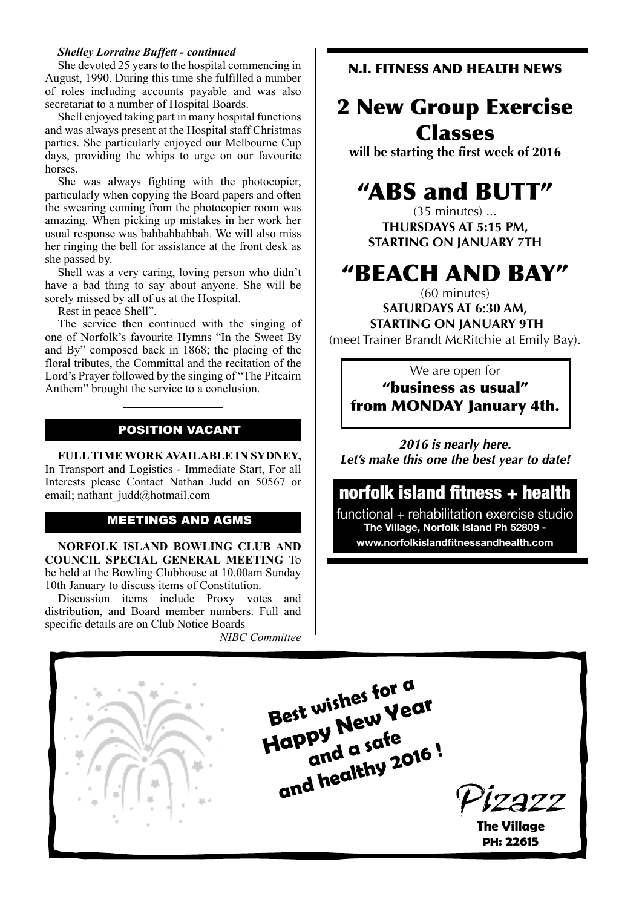*Shelley Lorraine Buffett - continued*

She devoted 25 years to the hospital commencing in August, 1990. During this time she fulfilled a number of roles including accounts payable and was also secretariat to a number of Hospital Boards.

Shell enjoyed taking part in many hospital functions and was always present at the Hospital staff Christmas parties. She particularly enjoyed our Melbourne Cup days, providing the whips to urge on our favourite horses.

She was always fighting with the photocopier, particularly when copying the Board papers and often the swearing coming from the photocopier room was amazing. When picking up mistakes in her work her usual response was bahbahbahbah. We will also miss her ringing the bell for assistance at the front desk as she passed by.

Shell was a very caring, loving person who didn't have a bad thing to say about anyone. She will be sorely missed by all of us at the Hospital.

Rest in peace Shell".

The service then continued with the singing of one of Norfolk's favourite Hymns "In the Sweet By and By" composed back in 1868; the placing of the floral tributes, the Committal and the recitation of the Lord's Prayer followed by the singing of "The Pitcairn Anthem" brought the service to a conclusion.

---

## POSITION VACANT

**FULL TIME WORK AVAILABLE IN SYDNEY,** In Transport and Logistics - Immediate Start, For all Interests please Contact Nathan Judd on 50567 or email; nathant_judd@hotmail.com

## MEETINGS AND AGMS

**NORFOLK ISLAND BOWLING CLUB AND COUNCIL SPECIAL GENERAL MEETING** To be held at the Bowling Clubhouse at 10.00am Sunday 10th January to discuss items of Constitution.

Discussion items include Proxy votes and distribution, and Board member numbers. Full and specific details are on Club Notice Boards

*NIBC Committee*

---

**N.I. FITNESS AND HEALTH NEWS**

# 2 New Group Exercise Classes

**will be starting the first week of 2016**

# "ABS and BUTT"

(35 minutes) ...
**THURSDAYS AT 5:15 PM, STARTING ON JANUARY 7TH**

# "BEACH AND BAY"

(60 minutes)
**SATURDAYS AT 6:30 AM, STARTING ON JANUARY 9TH**
(meet Trainer Brandt McRitchie at Emily Bay).

We are open for
**"business as usual"**
**from MONDAY January 4th.**

***2016 is nearly here.***
***Let's make this one the best year to date!***

**norfolk island fitness + health**
functional + rehabilitation exercise studio
**The Village, Norfolk Island Ph 52809 -**
**www.norfolkislandfitnessandhealth.com**

---

**Best wishes for a Happy New Year and a safe and healthy 2016 !**

*Pizazz*
**The Village**
**PH: 22615**